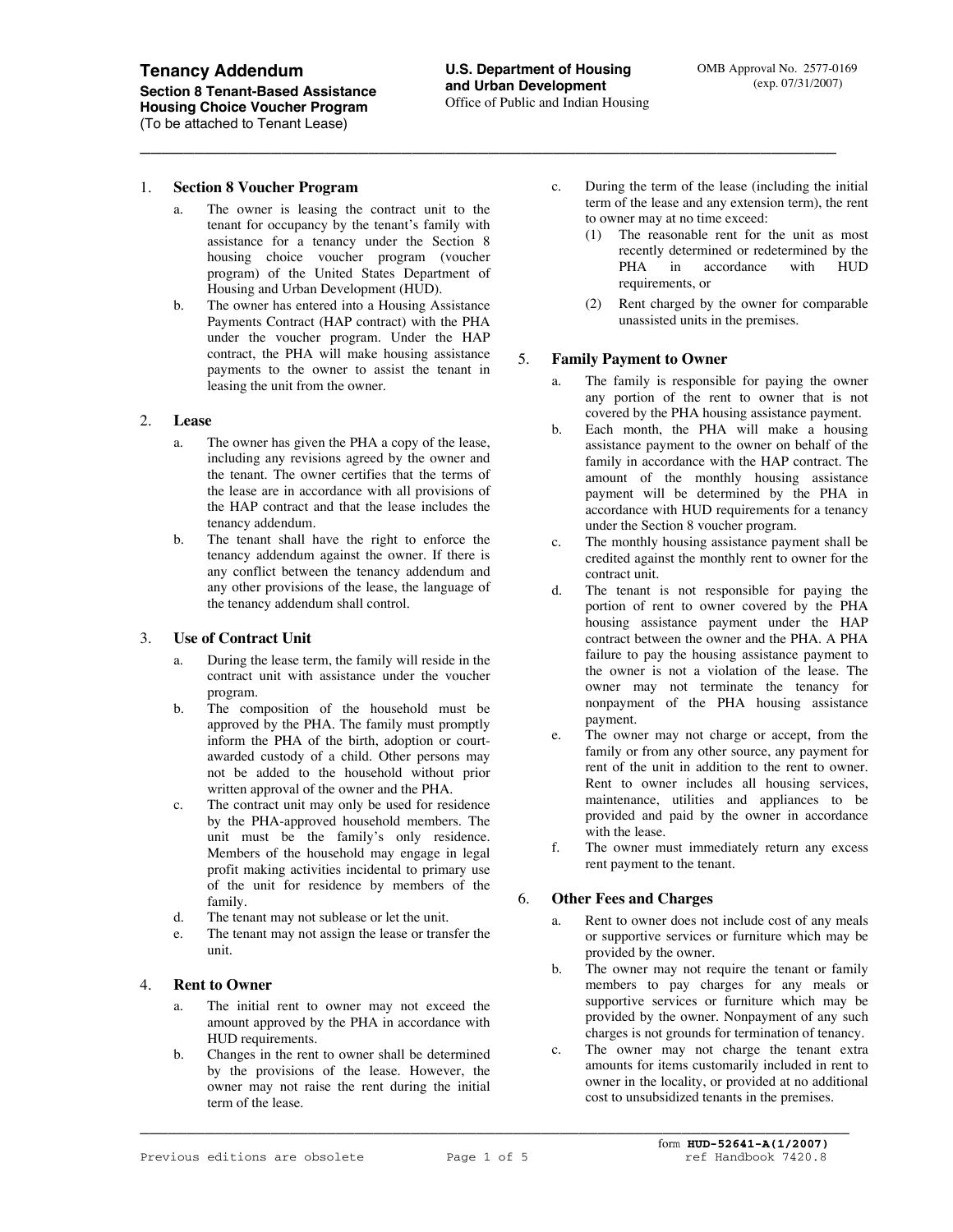# Tenancy Addendum

**Section 8 Tenant-Based Assistance**
**Housing Choice Voucher Program**
(To be attached to Tenant Lease)

**U.S. Department of Housing and Urban Development**
Office of Public and Indian Housing

OMB Approval No. 2577-0169
(exp. 07/31/2007)

## 1. Section 8 Voucher Program

a. The owner is leasing the contract unit to the tenant for occupancy by the tenant's family with assistance for a tenancy under the Section 8 housing choice voucher program (voucher program) of the United States Department of Housing and Urban Development (HUD).

b. The owner has entered into a Housing Assistance Payments Contract (HAP contract) with the PHA under the voucher program. Under the HAP contract, the PHA will make housing assistance payments to the owner to assist the tenant in leasing the unit from the owner.

## 2. Lease

a. The owner has given the PHA a copy of the lease, including any revisions agreed by the owner and the tenant. The owner certifies that the terms of the lease are in accordance with all provisions of the HAP contract and that the lease includes the tenancy addendum.

b. The tenant shall have the right to enforce the tenancy addendum against the owner. If there is any conflict between the tenancy addendum and any other provisions of the lease, the language of the tenancy addendum shall control.

## 3. Use of Contract Unit

a. During the lease term, the family will reside in the contract unit with assistance under the voucher program.

b. The composition of the household must be approved by the PHA. The family must promptly inform the PHA of the birth, adoption or court-awarded custody of a child. Other persons may not be added to the household without prior written approval of the owner and the PHA.

c. The contract unit may only be used for residence by the PHA-approved household members. The unit must be the family's only residence. Members of the household may engage in legal profit making activities incidental to primary use of the unit for residence by members of the family.

d. The tenant may not sublease or let the unit.

e. The tenant may not assign the lease or transfer the unit.

## 4. Rent to Owner

a. The initial rent to owner may not exceed the amount approved by the PHA in accordance with HUD requirements.

b. Changes in the rent to owner shall be determined by the provisions of the lease. However, the owner may not raise the rent during the initial term of the lease.

c. During the term of the lease (including the initial term of the lease and any extension term), the rent to owner may at no time exceed:

(1) The reasonable rent for the unit as most recently determined or redetermined by the PHA in accordance with HUD requirements, or

(2) Rent charged by the owner for comparable unassisted units in the premises.

## 5. Family Payment to Owner

a. The family is responsible for paying the owner any portion of the rent to owner that is not covered by the PHA housing assistance payment.

b. Each month, the PHA will make a housing assistance payment to the owner on behalf of the family in accordance with the HAP contract. The amount of the monthly housing assistance payment will be determined by the PHA in accordance with HUD requirements for a tenancy under the Section 8 voucher program.

c. The monthly housing assistance payment shall be credited against the monthly rent to owner for the contract unit.

d. The tenant is not responsible for paying the portion of rent to owner covered by the PHA housing assistance payment under the HAP contract between the owner and the PHA. A PHA failure to pay the housing assistance payment to the owner is not a violation of the lease. The owner may not terminate the tenancy for nonpayment of the PHA housing assistance payment.

e. The owner may not charge or accept, from the family or from any other source, any payment for rent of the unit in addition to the rent to owner. Rent to owner includes all housing services, maintenance, utilities and appliances to be provided and paid by the owner in accordance with the lease.

f. The owner must immediately return any excess rent payment to the tenant.

## 6. Other Fees and Charges

a. Rent to owner does not include cost of any meals or supportive services or furniture which may be provided by the owner.

b. The owner may not require the tenant or family members to pay charges for any meals or supportive services or furniture which may be provided by the owner. Nonpayment of any such charges is not grounds for termination of tenancy.

c. The owner may not charge the tenant extra amounts for items customarily included in rent to owner in the locality, or provided at no additional cost to unsubsidized tenants in the premises.

Previous editions are obsolete

form **HUD-52641-A(1/2007)**
ref Handbook 7420.8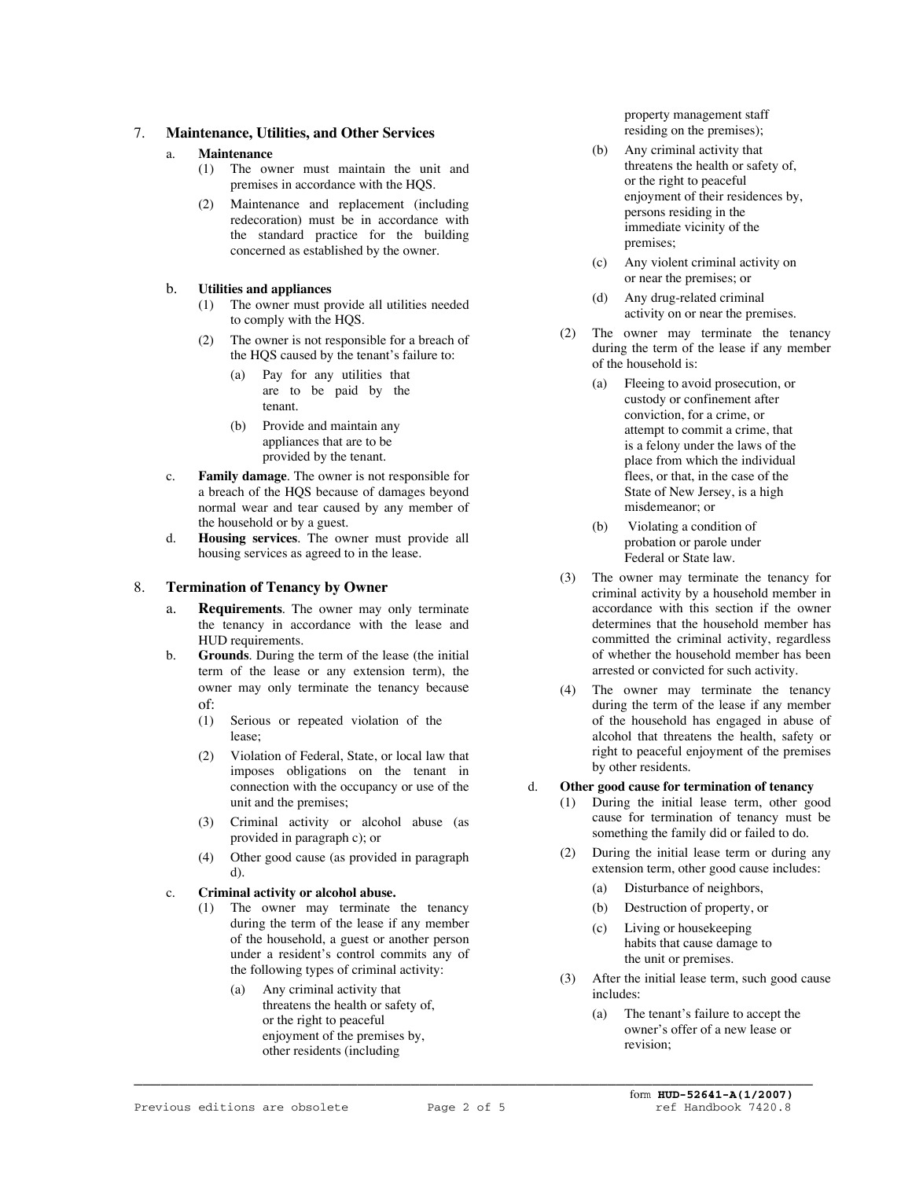## 7. Maintenance, Utilities, and Other Services

a. **Maintenance**

(1) The owner must maintain the unit and premises in accordance with the HQS.

(2) Maintenance and replacement (including redecoration) must be in accordance with the standard practice for the building concerned as established by the owner.

b. **Utilities and appliances**

(1) The owner must provide all utilities needed to comply with the HQS.

(2) The owner is not responsible for a breach of the HQS caused by the tenant's failure to:

(a) Pay for any utilities that are to be paid by the tenant.

(b) Provide and maintain any appliances that are to be provided by the tenant.

c. **Family damage**. The owner is not responsible for a breach of the HQS because of damages beyond normal wear and tear caused by any member of the household or by a guest.

d. **Housing services**. The owner must provide all housing services as agreed to in the lease.

## 8. Termination of Tenancy by Owner

a. **Requirements**. The owner may only terminate the tenancy in accordance with the lease and HUD requirements.

b. **Grounds**. During the term of the lease (the initial term of the lease or any extension term), the owner may only terminate the tenancy because of:

(1) Serious or repeated violation of the lease;

(2) Violation of Federal, State, or local law that imposes obligations on the tenant in connection with the occupancy or use of the unit and the premises;

(3) Criminal activity or alcohol abuse (as provided in paragraph c); or

(4) Other good cause (as provided in paragraph d).

c. **Criminal activity or alcohol abuse.**

(1) The owner may terminate the tenancy during the term of the lease if any member of the household, a guest or another person under a resident's control commits any of the following types of criminal activity:

(a) Any criminal activity that threatens the health or safety of, or the right to peaceful enjoyment of the premises by, other residents (including property management staff residing on the premises);

(b) Any criminal activity that threatens the health or safety of, or the right to peaceful enjoyment of their residences by, persons residing in the immediate vicinity of the premises;

(c) Any violent criminal activity on or near the premises; or

(d) Any drug-related criminal activity on or near the premises.

(2) The owner may terminate the tenancy during the term of the lease if any member of the household is:

(a) Fleeing to avoid prosecution, or custody or confinement after conviction, for a crime, or attempt to commit a crime, that is a felony under the laws of the place from which the individual flees, or that, in the case of the State of New Jersey, is a high misdemeanor; or

(b) Violating a condition of probation or parole under Federal or State law.

(3) The owner may terminate the tenancy for criminal activity by a household member in accordance with this section if the owner determines that the household member has committed the criminal activity, regardless of whether the household member has been arrested or convicted for such activity.

(4) The owner may terminate the tenancy during the term of the lease if any member of the household has engaged in abuse of alcohol that threatens the health, safety or right to peaceful enjoyment of the premises by other residents.

d. **Other good cause for termination of tenancy**

(1) During the initial lease term, other good cause for termination of tenancy must be something the family did or failed to do.

(2) During the initial lease term or during any extension term, other good cause includes:

(a) Disturbance of neighbors,

(b) Destruction of property, or

(c) Living or housekeeping habits that cause damage to the unit or premises.

(3) After the initial lease term, such good cause includes:

(a) The tenant's failure to accept the owner's offer of a new lease or revision;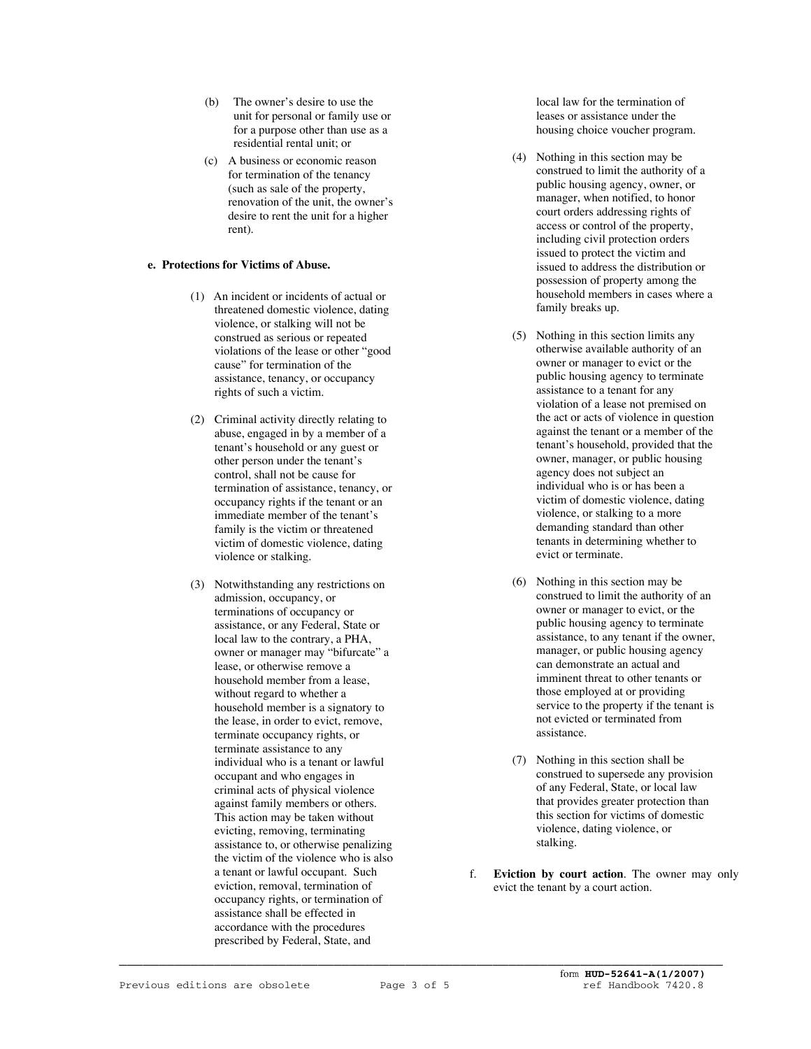(b) The owner's desire to use the unit for personal or family use or for a purpose other than use as a residential rental unit; or

(c) A business or economic reason for termination of the tenancy (such as sale of the property, renovation of the unit, the owner's desire to rent the unit for a higher rent).

**e. Protections for Victims of Abuse.**

(1) An incident or incidents of actual or threatened domestic violence, dating violence, or stalking will not be construed as serious or repeated violations of the lease or other "good cause" for termination of the assistance, tenancy, or occupancy rights of such a victim.

(2) Criminal activity directly relating to abuse, engaged in by a member of a tenant's household or any guest or other person under the tenant's control, shall not be cause for termination of assistance, tenancy, or occupancy rights if the tenant or an immediate member of the tenant's family is the victim or threatened victim of domestic violence, dating violence or stalking.

(3) Notwithstanding any restrictions on admission, occupancy, or terminations of occupancy or assistance, or any Federal, State or local law to the contrary, a PHA, owner or manager may "bifurcate" a lease, or otherwise remove a household member from a lease, without regard to whether a household member is a signatory to the lease, in order to evict, remove, terminate occupancy rights, or terminate assistance to any individual who is a tenant or lawful occupant and who engages in criminal acts of physical violence against family members or others. This action may be taken without evicting, removing, terminating assistance to, or otherwise penalizing the victim of the violence who is also a tenant or lawful occupant. Such eviction, removal, termination of occupancy rights, or termination of assistance shall be effected in accordance with the procedures prescribed by Federal, State, and local law for the termination of leases or assistance under the housing choice voucher program.

(4) Nothing in this section may be construed to limit the authority of a public housing agency, owner, or manager, when notified, to honor court orders addressing rights of access or control of the property, including civil protection orders issued to protect the victim and issued to address the distribution or possession of property among the household members in cases where a family breaks up.

(5) Nothing in this section limits any otherwise available authority of an owner or manager to evict or the public housing agency to terminate assistance to a tenant for any violation of a lease not premised on the act or acts of violence in question against the tenant or a member of the tenant's household, provided that the owner, manager, or public housing agency does not subject an individual who is or has been a victim of domestic violence, dating violence, or stalking to a more demanding standard than other tenants in determining whether to evict or terminate.

(6) Nothing in this section may be construed to limit the authority of an owner or manager to evict, or the public housing agency to terminate assistance, to any tenant if the owner, manager, or public housing agency can demonstrate an actual and imminent threat to other tenants or those employed at or providing service to the property if the tenant is not evicted or terminated from assistance.

(7) Nothing in this section shall be construed to supersede any provision of any Federal, State, or local law that provides greater protection than this section for victims of domestic violence, dating violence, or stalking.

f. **Eviction by court action**. The owner may only evict the tenant by a court action.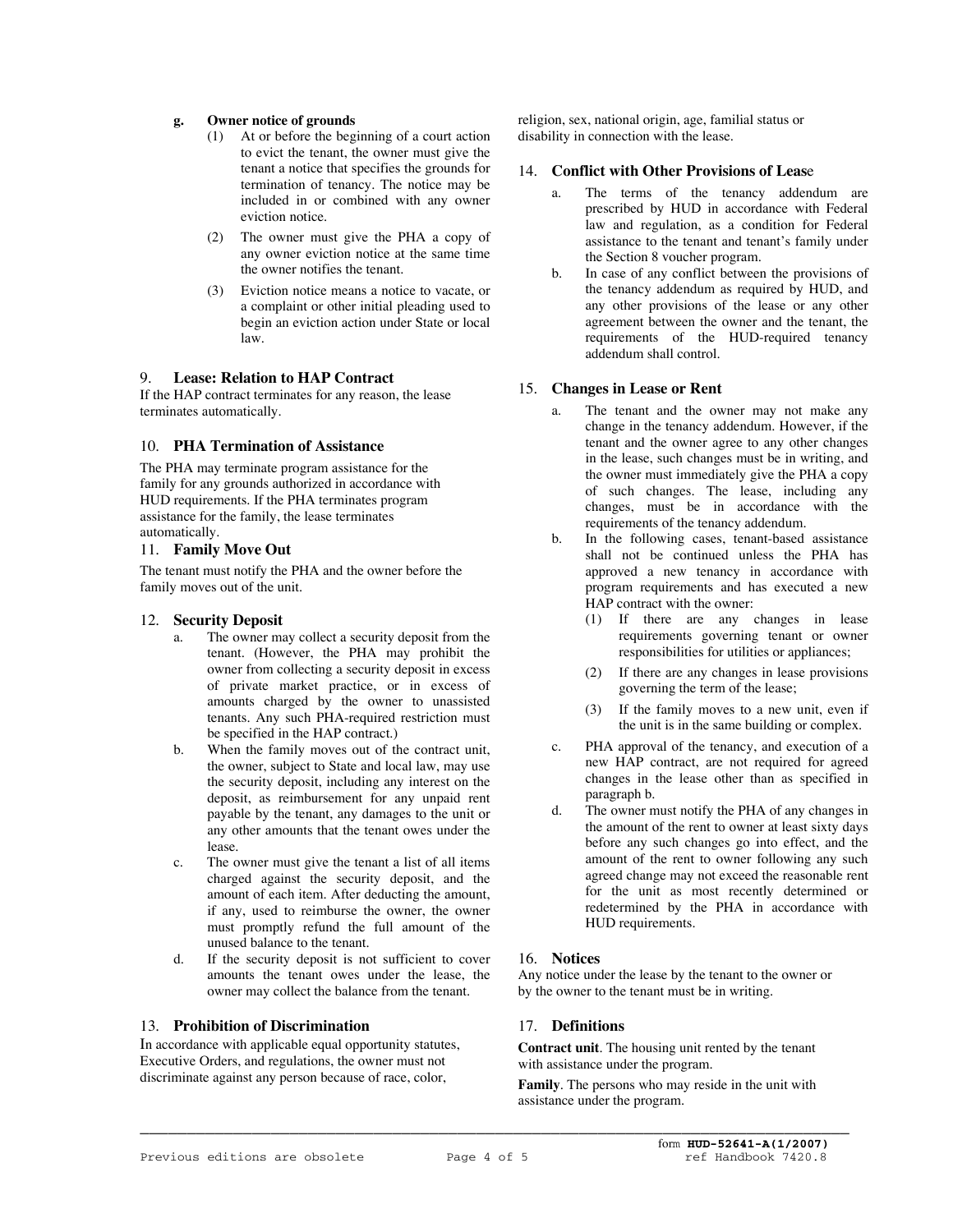**g. Owner notice of grounds**

(1) At or before the beginning of a court action to evict the tenant, the owner must give the tenant a notice that specifies the grounds for termination of tenancy. The notice may be included in or combined with any owner eviction notice.

(2) The owner must give the PHA a copy of any owner eviction notice at the same time the owner notifies the tenant.

(3) Eviction notice means a notice to vacate, or a complaint or other initial pleading used to begin an eviction action under State or local law.

## 9. Lease: Relation to HAP Contract

If the HAP contract terminates for any reason, the lease terminates automatically.

## 10. PHA Termination of Assistance

The PHA may terminate program assistance for the family for any grounds authorized in accordance with HUD requirements. If the PHA terminates program assistance for the family, the lease terminates automatically.

## 11. Family Move Out

The tenant must notify the PHA and the owner before the family moves out of the unit.

## 12. Security Deposit

a. The owner may collect a security deposit from the tenant. (However, the PHA may prohibit the owner from collecting a security deposit in excess of private market practice, or in excess of amounts charged by the owner to unassisted tenants. Any such PHA-required restriction must be specified in the HAP contract.)

b. When the family moves out of the contract unit, the owner, subject to State and local law, may use the security deposit, including any interest on the deposit, as reimbursement for any unpaid rent payable by the tenant, any damages to the unit or any other amounts that the tenant owes under the lease.

c. The owner must give the tenant a list of all items charged against the security deposit, and the amount of each item. After deducting the amount, if any, used to reimburse the owner, the owner must promptly refund the full amount of the unused balance to the tenant.

d. If the security deposit is not sufficient to cover amounts the tenant owes under the lease, the owner may collect the balance from the tenant.

## 13. Prohibition of Discrimination

In accordance with applicable equal opportunity statutes, Executive Orders, and regulations, the owner must not discriminate against any person because of race, color, religion, sex, national origin, age, familial status or disability in connection with the lease.

## 14. Conflict with Other Provisions of Lease

a. The terms of the tenancy addendum are prescribed by HUD in accordance with Federal law and regulation, as a condition for Federal assistance to the tenant and tenant's family under the Section 8 voucher program.

b. In case of any conflict between the provisions of the tenancy addendum as required by HUD, and any other provisions of the lease or any other agreement between the owner and the tenant, the requirements of the HUD-required tenancy addendum shall control.

## 15. Changes in Lease or Rent

a. The tenant and the owner may not make any change in the tenancy addendum. However, if the tenant and the owner agree to any other changes in the lease, such changes must be in writing, and the owner must immediately give the PHA a copy of such changes. The lease, including any changes, must be in accordance with the requirements of the tenancy addendum.

b. In the following cases, tenant-based assistance shall not be continued unless the PHA has approved a new tenancy in accordance with program requirements and has executed a new HAP contract with the owner:

(1) If there are any changes in lease requirements governing tenant or owner responsibilities for utilities or appliances;

(2) If there are any changes in lease provisions governing the term of the lease;

(3) If the family moves to a new unit, even if the unit is in the same building or complex.

c. PHA approval of the tenancy, and execution of a new HAP contract, are not required for agreed changes in the lease other than as specified in paragraph b.

d. The owner must notify the PHA of any changes in the amount of the rent to owner at least sixty days before any such changes go into effect, and the amount of the rent to owner following any such agreed change may not exceed the reasonable rent for the unit as most recently determined or redetermined by the PHA in accordance with HUD requirements.

## 16. Notices

Any notice under the lease by the tenant to the owner or by the owner to the tenant must be in writing.

## 17. Definitions

**Contract unit**. The housing unit rented by the tenant with assistance under the program.

**Family**. The persons who may reside in the unit with assistance under the program.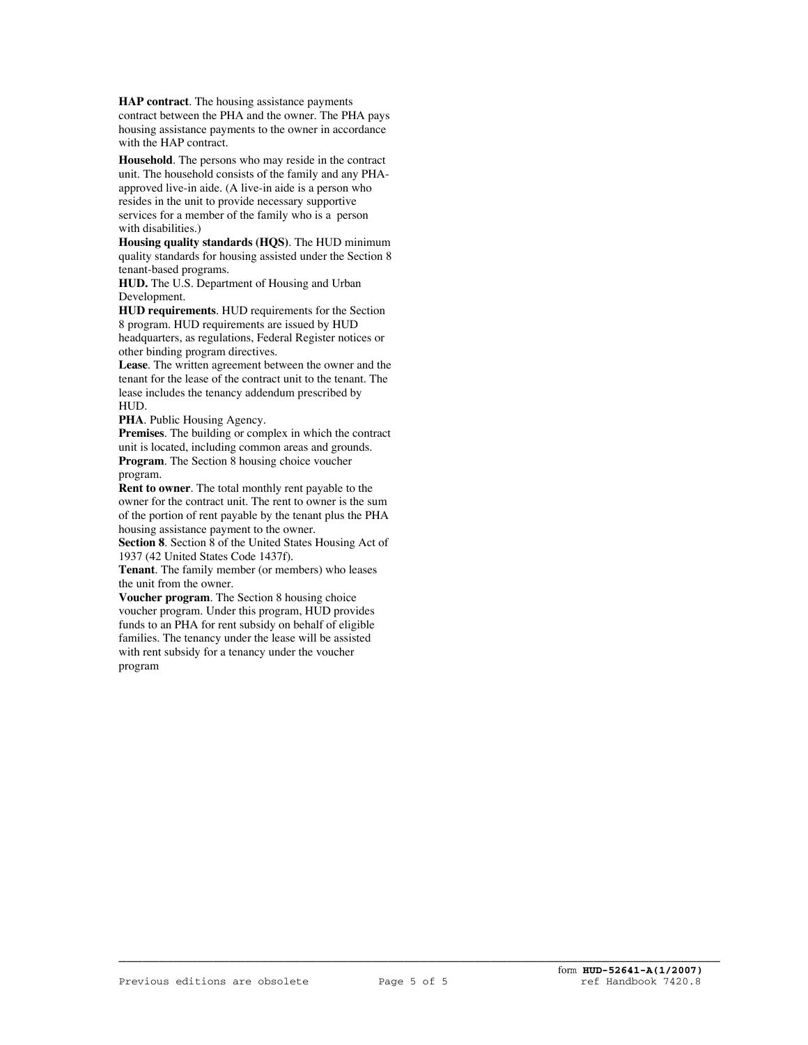**HAP contract**. The housing assistance payments contract between the PHA and the owner. The PHA pays housing assistance payments to the owner in accordance with the HAP contract.

**Household**. The persons who may reside in the contract unit. The household consists of the family and any PHA-approved live-in aide. (A live-in aide is a person who resides in the unit to provide necessary supportive services for a member of the family who is a person with disabilities.)

**Housing quality standards (HQS)**. The HUD minimum quality standards for housing assisted under the Section 8 tenant-based programs.

**HUD.** The U.S. Department of Housing and Urban Development.

**HUD requirements**. HUD requirements for the Section 8 program. HUD requirements are issued by HUD headquarters, as regulations, Federal Register notices or other binding program directives.

**Lease**. The written agreement between the owner and the tenant for the lease of the contract unit to the tenant. The lease includes the tenancy addendum prescribed by HUD.

**PHA**. Public Housing Agency.

**Premises**. The building or complex in which the contract unit is located, including common areas and grounds.

**Program**. The Section 8 housing choice voucher program.

**Rent to owner**. The total monthly rent payable to the owner for the contract unit. The rent to owner is the sum of the portion of rent payable by the tenant plus the PHA housing assistance payment to the owner.

**Section 8**. Section 8 of the United States Housing Act of 1937 (42 United States Code 1437f).

**Tenant**. The family member (or members) who leases the unit from the owner.

**Voucher program**. The Section 8 housing choice voucher program. Under this program, HUD provides funds to an PHA for rent subsidy on behalf of eligible families. The tenancy under the lease will be assisted with rent subsidy for a tenancy under the voucher program

Previous editions are obsolete

form **HUD-52641-A(1/2007)**
ref Handbook 7420.8